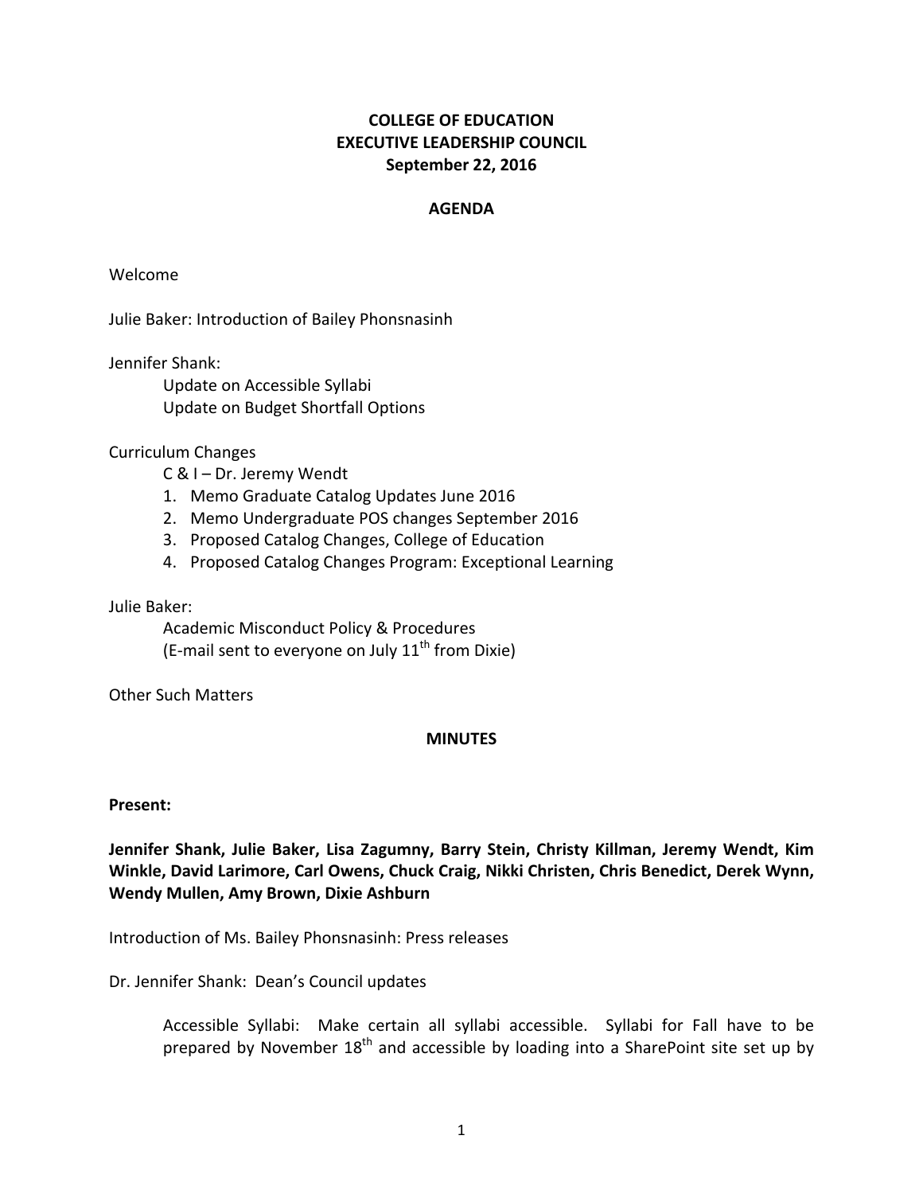**COLLEGE OF EDUCATION**
**EXECUTIVE LEADERSHIP COUNCIL**
**September 22, 2016**

**AGENDA**

Welcome

Julie Baker: Introduction of Bailey Phonsnasinh

Jennifer Shank:

Update on Accessible Syllabi
Update on Budget Shortfall Options

Curriculum Changes

C & I – Dr. Jeremy Wendt

1. Memo Graduate Catalog Updates June 2016
2. Memo Undergraduate POS changes September 2016
3. Proposed Catalog Changes, College of Education
4. Proposed Catalog Changes Program: Exceptional Learning

Julie Baker:

Academic Misconduct Policy & Procedures
(E-mail sent to everyone on July 11th from Dixie)

Other Such Matters

**MINUTES**

**Present:**

**Jennifer Shank, Julie Baker, Lisa Zagumny, Barry Stein, Christy Killman, Jeremy Wendt, Kim Winkle, David Larimore, Carl Owens, Chuck Craig, Nikki Christen, Chris Benedict, Derek Wynn, Wendy Mullen, Amy Brown, Dixie Ashburn**

Introduction of Ms. Bailey Phonsnasinh: Press releases

Dr. Jennifer Shank: Dean's Council updates

Accessible Syllabi: Make certain all syllabi accessible. Syllabi for Fall have to be prepared by November 18th and accessible by loading into a SharePoint site set up by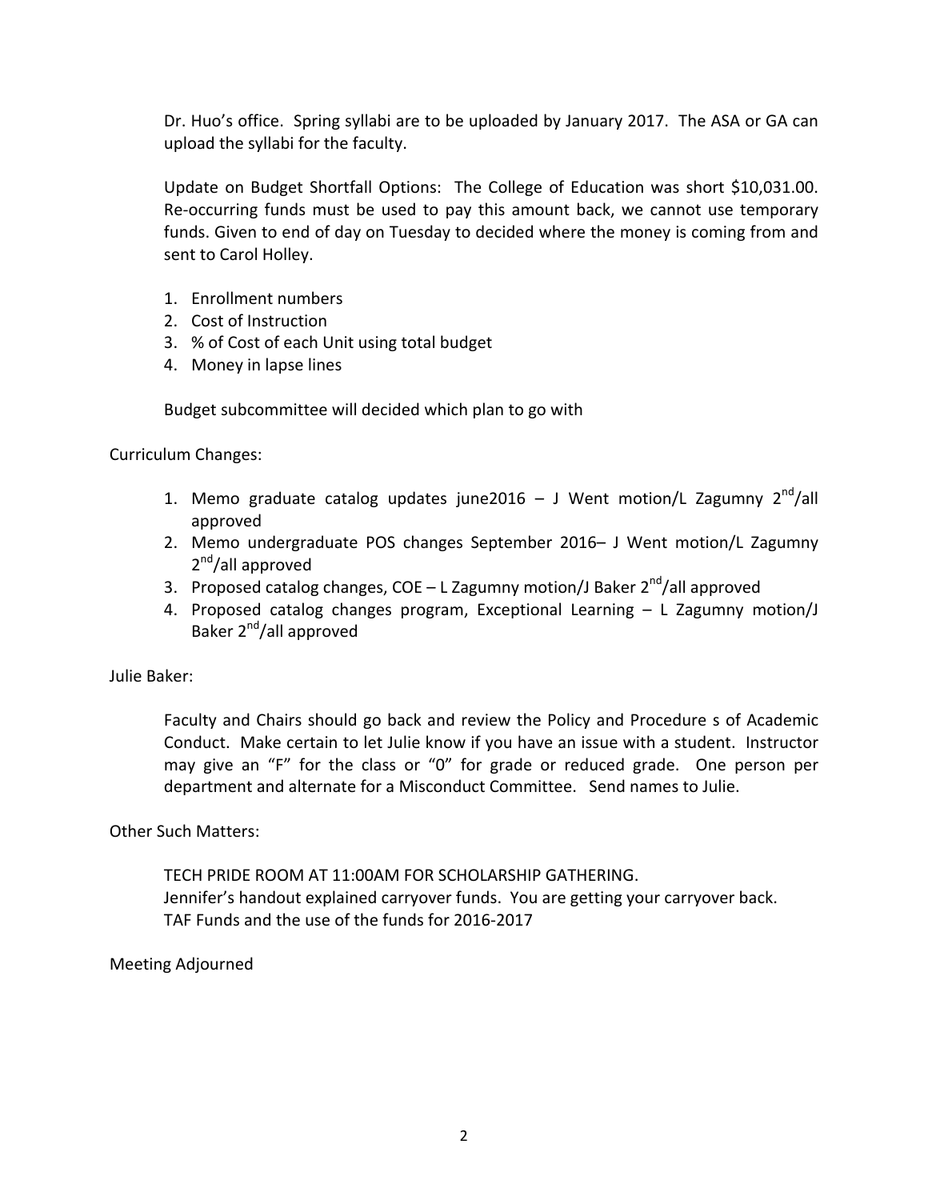Dr. Huo's office. Spring syllabi are to be uploaded by January 2017. The ASA or GA can upload the syllabi for the faculty.

Update on Budget Shortfall Options: The College of Education was short $10,031.00. Re-occurring funds must be used to pay this amount back, we cannot use temporary funds. Given to end of day on Tuesday to decided where the money is coming from and sent to Carol Holley.

1. Enrollment numbers
2. Cost of Instruction
3. % of Cost of each Unit using total budget
4. Money in lapse lines

Budget subcommittee will decided which plan to go with

Curriculum Changes:

1. Memo graduate catalog updates june2016 – J Went motion/L Zagumny 2nd/all approved
2. Memo undergraduate POS changes September 2016– J Went motion/L Zagumny 2nd/all approved
3. Proposed catalog changes, COE – L Zagumny motion/J Baker 2nd/all approved
4. Proposed catalog changes program, Exceptional Learning – L Zagumny motion/J Baker 2nd/all approved

Julie Baker:

Faculty and Chairs should go back and review the Policy and Procedure s of Academic Conduct. Make certain to let Julie know if you have an issue with a student. Instructor may give an "F" for the class or "0" for grade or reduced grade. One person per department and alternate for a Misconduct Committee. Send names to Julie.

Other Such Matters:

TECH PRIDE ROOM AT 11:00AM FOR SCHOLARSHIP GATHERING.
Jennifer's handout explained carryover funds. You are getting your carryover back.
TAF Funds and the use of the funds for 2016-2017

Meeting Adjourned